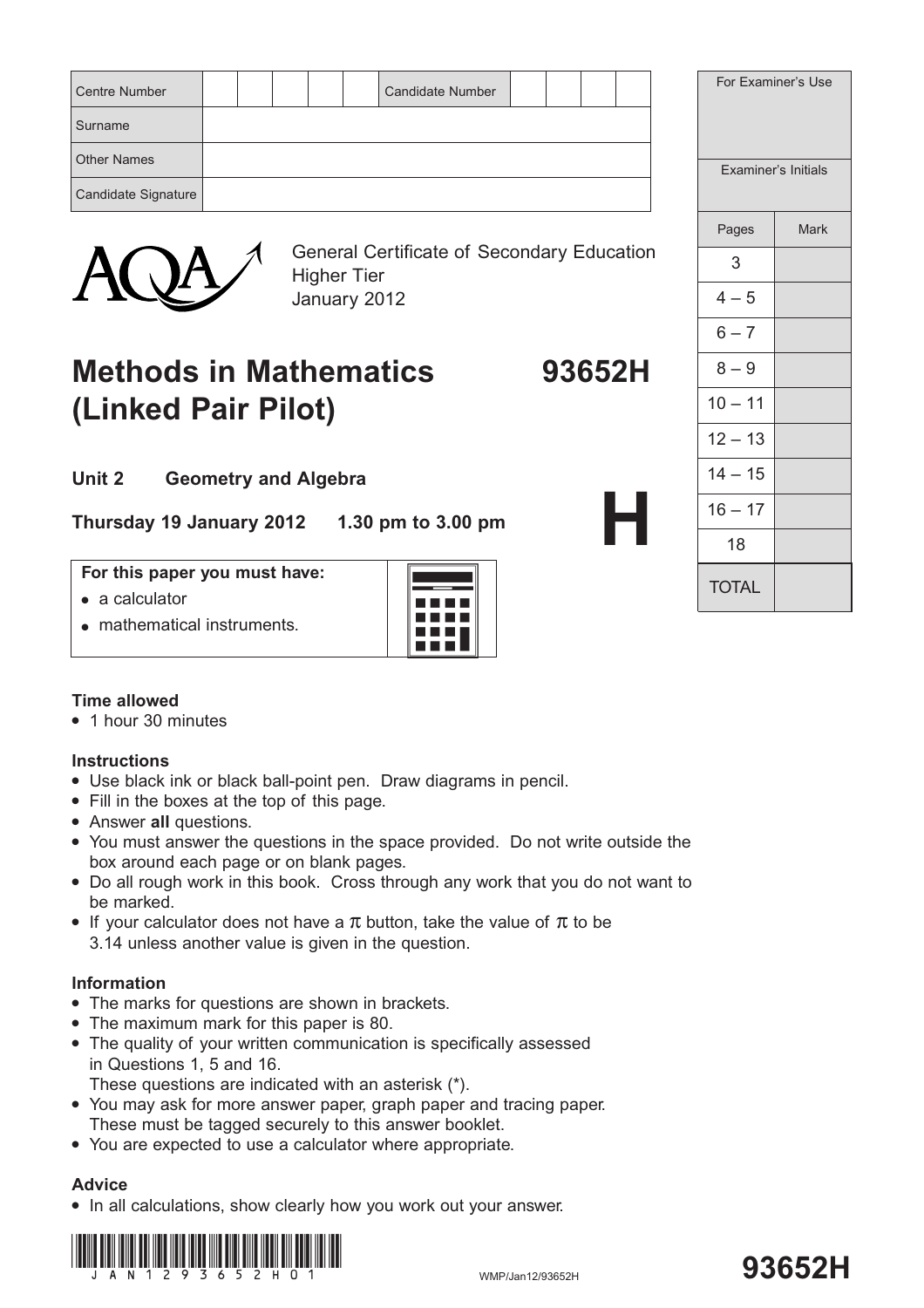| Centre Number | | | | | | Candidate Number | | | | |
|---|---|---|---|---|---|---|---|---|---|---|
| Surname | | | | | | | | | | |
| Other Names | | | | | | | | | | |
| Candidate Signature | | | | | | | | | | |

| For Examiner's Use | |
|---|---|
| | |
| Examiner's Initials | |
| Pages | Mark |
| 3 | |
| 4 – 5 | |
| 6 – 7 | |
| 8 – 9 | |
| 10 – 11 | |
| 12 – 13 | |
| 14 – 15 | |
| 16 – 17 | |
| 18 | |
| TOTAL | |

AQA

General Certificate of Secondary Education
Higher Tier
January 2012

# Methods in Mathematics (Linked Pair Pilot) 93652H

## Unit 2 Geometry and Algebra

**Thursday 19 January 2012 1.30 pm to 3.00 pm**

**H**

**For this paper you must have:**
- a calculator
- mathematical instruments.

### Time allowed
- 1 hour 30 minutes

### Instructions
- Use black ink or black ball-point pen. Draw diagrams in pencil.
- Fill in the boxes at the top of this page.
- Answer **all** questions.
- You must answer the questions in the space provided. Do not write outside the box around each page or on blank pages.
- Do all rough work in this book. Cross through any work that you do not want to be marked.
- If your calculator does not have a $\pi$ button, take the value of $\pi$ to be 3.14 unless another value is given in the question.

### Information
- The marks for questions are shown in brackets.
- The maximum mark for this paper is 80.
- The quality of your written communication is specifically assessed in Questions 1, 5 and 16. These questions are indicated with an asterisk (*).
- You may ask for more answer paper, graph paper and tracing paper. These must be tagged securely to this answer booklet.
- You are expected to use a calculator where appropriate.

### Advice
- In all calculations, show clearly how you work out your answer.

JAN1293652H01

WMP/Jan12/93652H

**93652H**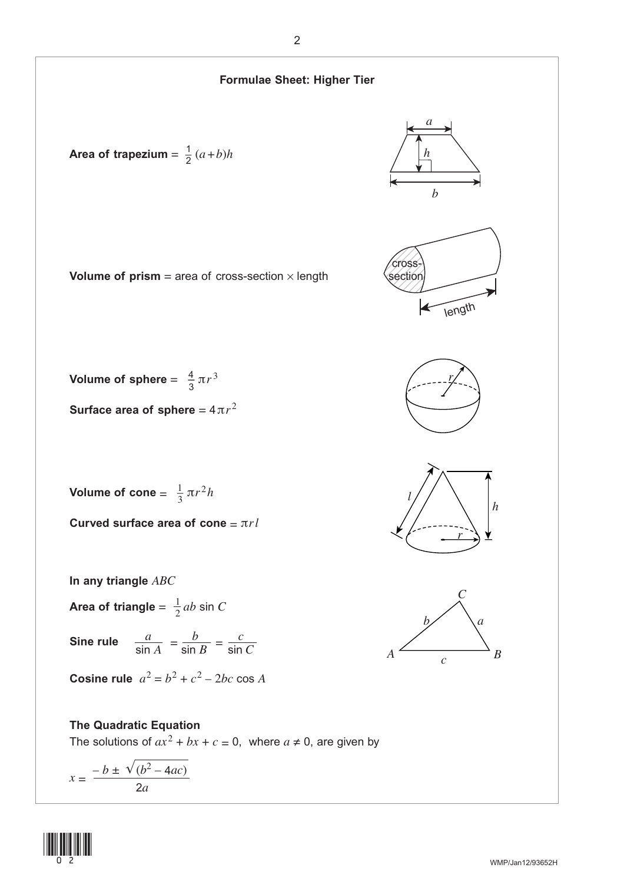## Formulae Sheet: Higher Tier

**Area of trapezium** = $\frac{1}{2}(a+b)h$

**Volume of prism** = area of cross-section × length

**Volume of sphere** = $\frac{4}{3}\pi r^3$

**Surface area of sphere** = $4\pi r^2$

**Volume of cone** = $\frac{1}{3}\pi r^2 h$

**Curved surface area of cone** = $\pi r l$

**In any triangle** $ABC$

**Area of triangle** = $\frac{1}{2}ab \sin C$

**Sine rule** $\frac{a}{\sin A} = \frac{b}{\sin B} = \frac{c}{\sin C}$

**Cosine rule** $a^2 = b^2 + c^2 - 2bc \cos A$

**The Quadratic Equation**

The solutions of $ax^2 + bx + c = 0$, where $a \neq 0$, are given by

$$x = \frac{-b \pm \sqrt{(b^2 - 4ac)}}{2a}$$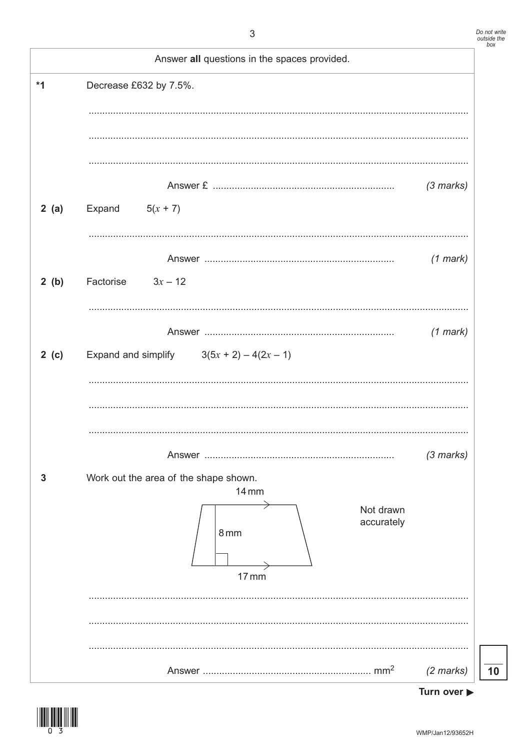Answer **all** questions in the spaces provided.

**\*1** Decrease £632 by 7.5%.

Answer £ .................................................................. *(3 marks)*

**2 (a)** Expand $5(x + 7)$

Answer ..................................................................... *(1 mark)*

**2 (b)** Factorise $3x - 12$

Answer ..................................................................... *(1 mark)*

**2 (c)** Expand and simplify $3(5x + 2) - 4(2x - 1)$

Answer ..................................................................... *(3 marks)*

**3** Work out the area of the shape shown.

14 mm

8 mm

17 mm

Not drawn accurately

Answer ............................................................. mm$^2$ *(2 marks)*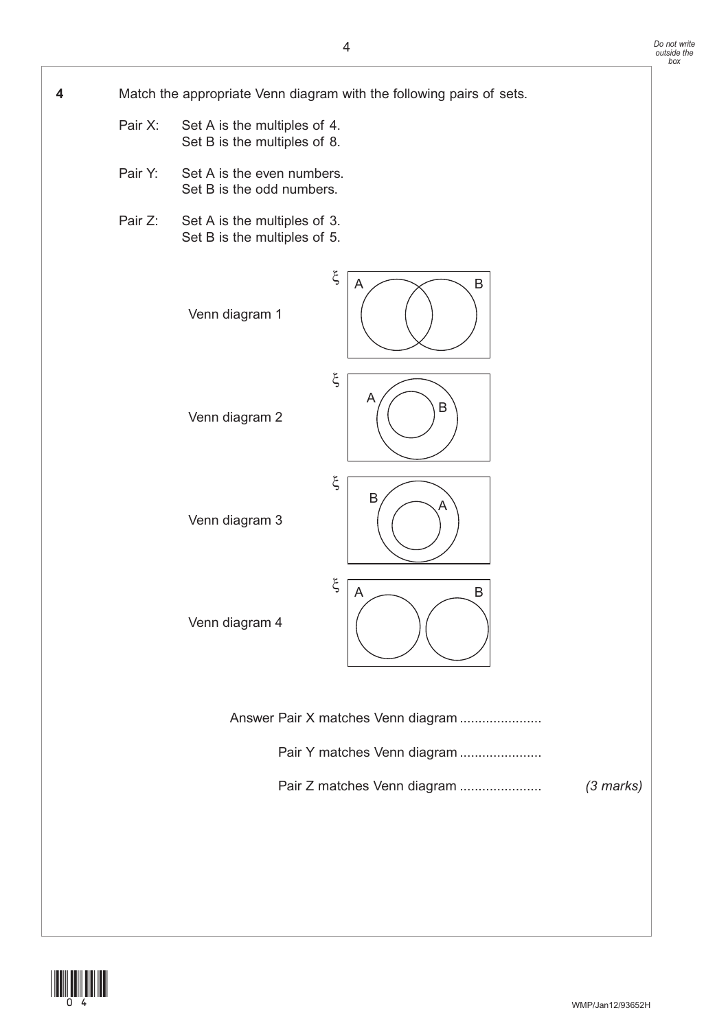**4** Match the appropriate Venn diagram with the following pairs of sets.

Pair X: Set A is the multiples of 4.
Set B is the multiples of 8.

Pair Y: Set A is the even numbers.
Set B is the odd numbers.

Pair Z: Set A is the multiples of 3.
Set B is the multiples of 5.

Venn diagram 1

Venn diagram 2

Venn diagram 3

Venn diagram 4

Answer Pair X matches Venn diagram ......................

Pair Y matches Venn diagram ......................

Pair Z matches Venn diagram ...................... *(3 marks)*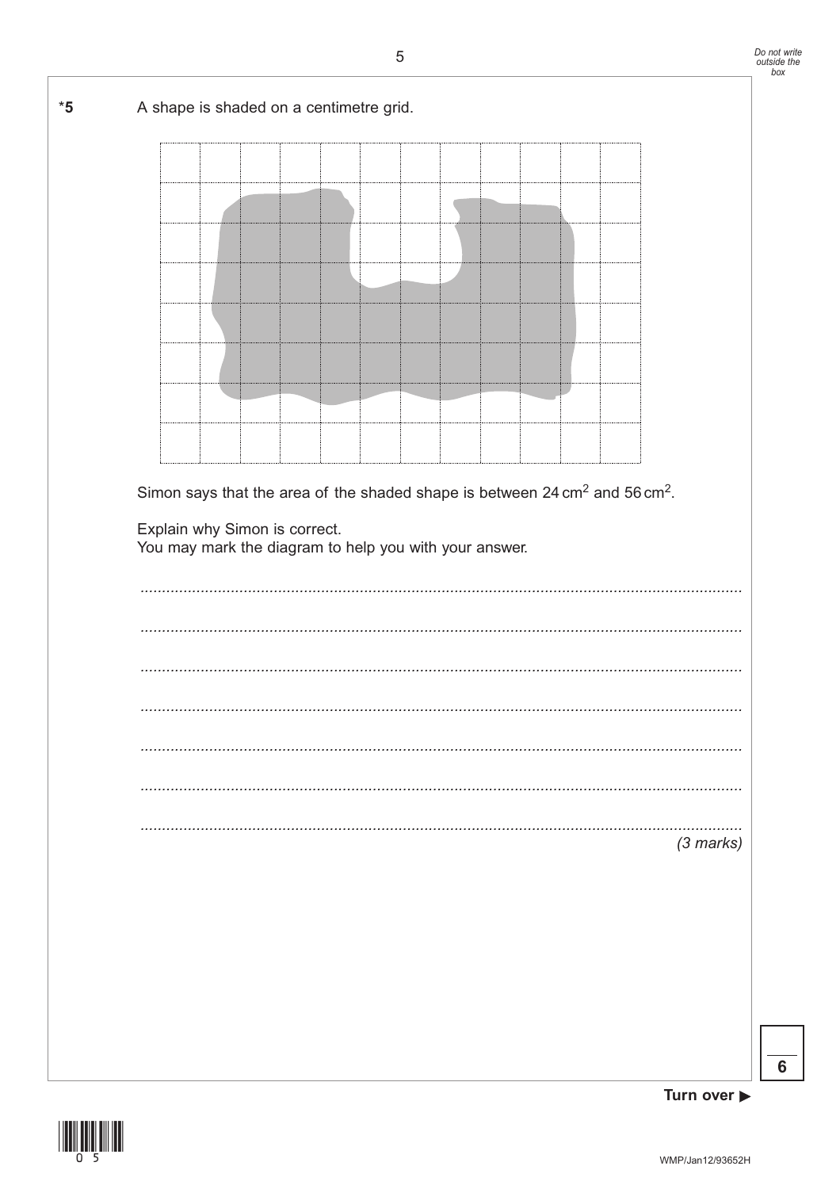**\*5** A shape is shaded on a centimetre grid.

Simon says that the area of the shaded shape is between 24 $cm^2$ and 56 $cm^2$.

Explain why Simon is correct.
You may mark the diagram to help you with your answer.

.......................................................................................................................................

.......................................................................................................................................

.......................................................................................................................................

.......................................................................................................................................

.......................................................................................................................................

.......................................................................................................................................

.......................................................................................................................................

*(3 marks)*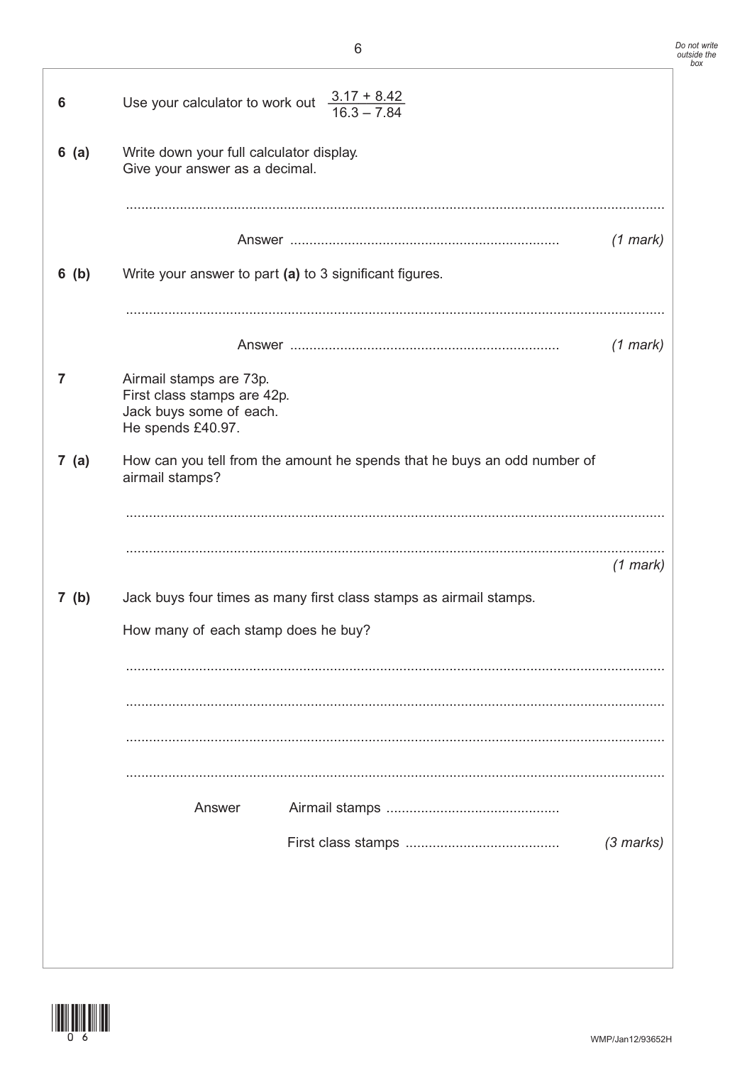**6** Use your calculator to work out $\dfrac{3.17 + 8.42}{16.3 - 7.84}$

**6 (a)** Write down your full calculator display.
Give your answer as a decimal.

...........................................................................................................................................

Answer ..................................................................... *(1 mark)*

**6 (b)** Write your answer to part **(a)** to 3 significant figures.

...........................................................................................................................................

Answer ..................................................................... *(1 mark)*

**7** Airmail stamps are 73p.
First class stamps are 42p.
Jack buys some of each.
He spends £40.97.

**7 (a)** How can you tell from the amount he spends that he buys an odd number of airmail stamps?

...........................................................................................................................................

...........................................................................................................................................

*(1 mark)*

**7 (b)** Jack buys four times as many first class stamps as airmail stamps.

How many of each stamp does he buy?

...........................................................................................................................................

...........................................................................................................................................

...........................................................................................................................................

...........................................................................................................................................

Answer Airmail stamps ............................................

First class stamps ....................................... *(3 marks)*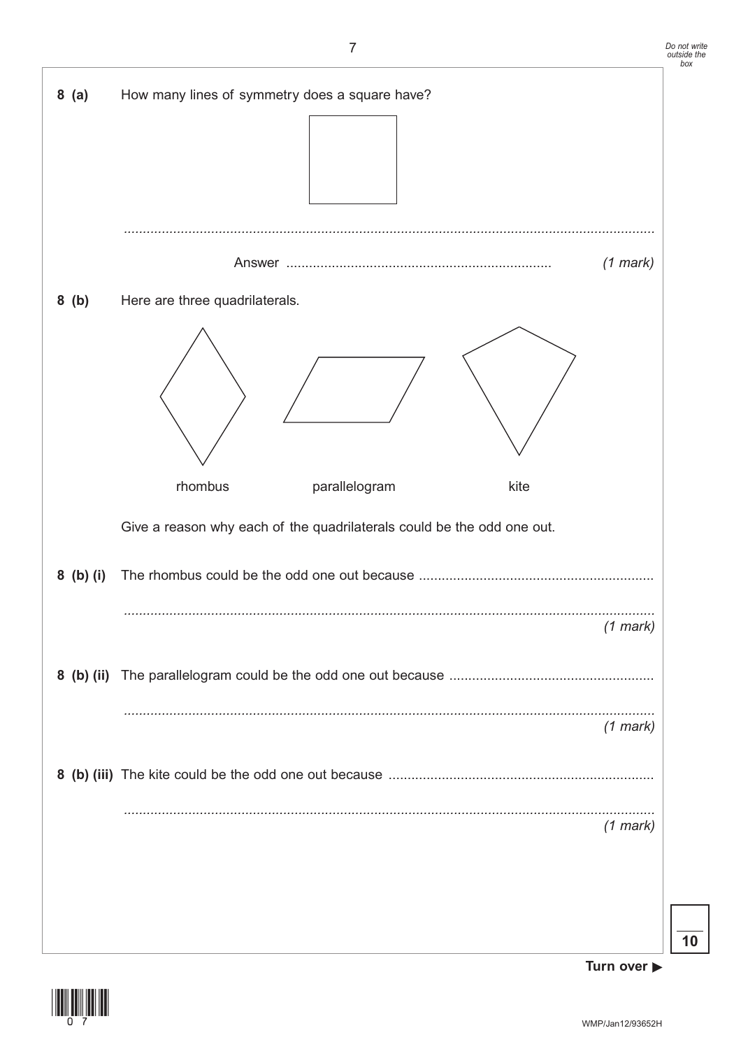**8 (a)** How many lines of symmetry does a square have?

...........................................................................................................................................

Answer ..................................................................... *(1 mark)*

**8 (b)** Here are three quadrilaterals.

rhombus　　　　parallelogram　　　　kite

Give a reason why each of the quadrilaterals could be the odd one out.

**8 (b) (i)** The rhombus could be the odd one out because .............................................................

........................................................................................................................................... *(1 mark)*

**8 (b) (ii)** The parallelogram could be the odd one out because .....................................................

........................................................................................................................................... *(1 mark)*

**8 (b) (iii)** The kite could be the odd one out because .....................................................................

........................................................................................................................................... *(1 mark)*

**10**

**Turn over ▶**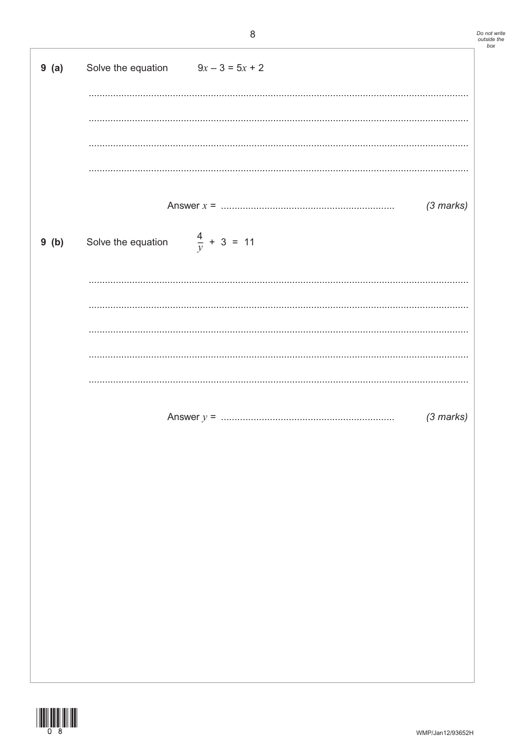**9 (a)** Solve the equation $9x - 3 = 5x + 2$

..........................................................................................................................................

..........................................................................................................................................

..........................................................................................................................................

..........................................................................................................................................

Answer $x$ = ............................................................... *(3 marks)*

**9 (b)** Solve the equation $\frac{4}{y} + 3 = 11$

..........................................................................................................................................

..........................................................................................................................................

..........................................................................................................................................

..........................................................................................................................................

..........................................................................................................................................

Answer $y$ = ............................................................... *(3 marks)*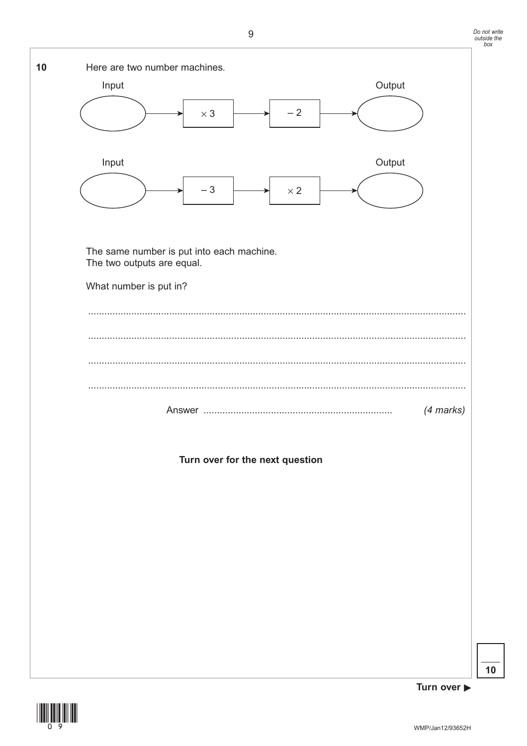**10** Here are two number machines.

Input → $\times 3$ → $-2$ → Output

Input → $-3$ → $\times 2$ → Output

The same number is put into each machine.
The two outputs are equal.

What number is put in?

.......................................................................................................................................

.......................................................................................................................................

.......................................................................................................................................

.......................................................................................................................................

Answer ..................................................................... *(4 marks)*

**Turn over for the next question**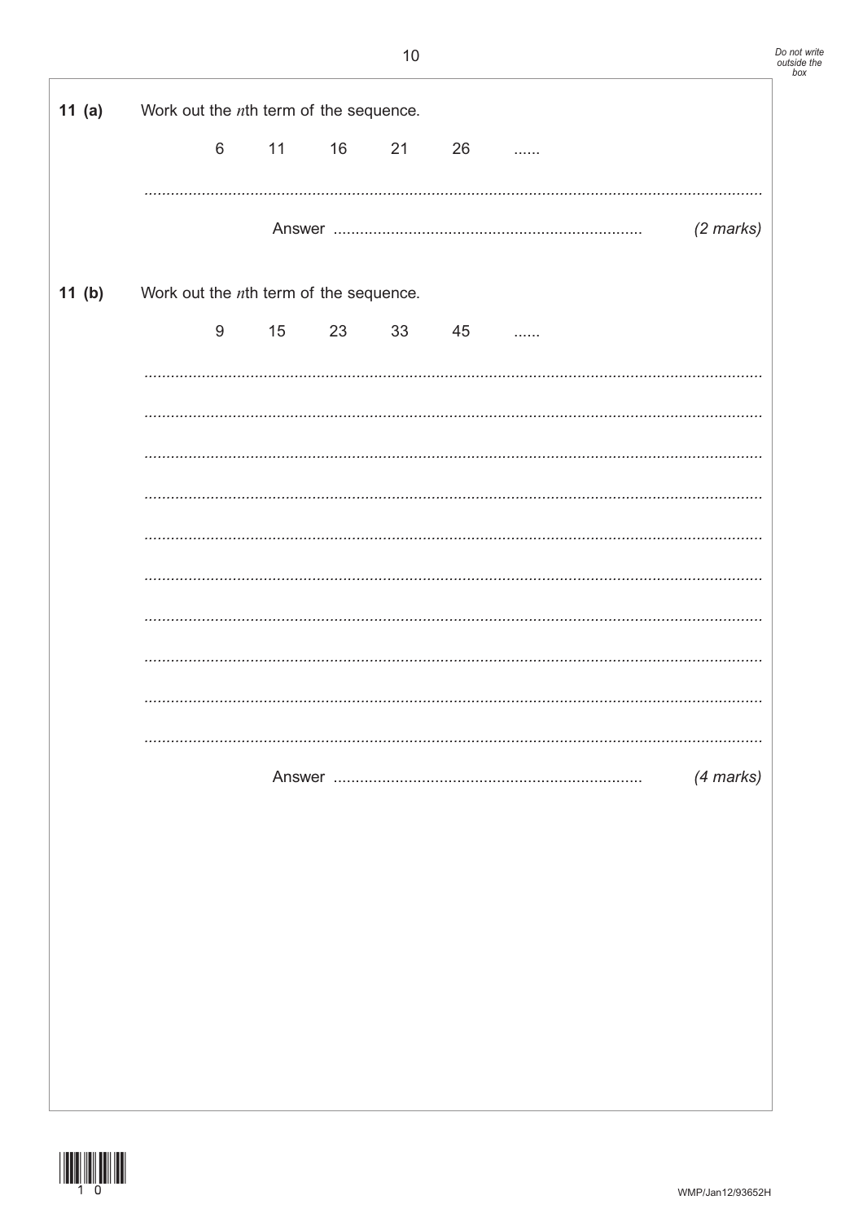**11 (a)** Work out the $n$th term of the sequence.

6 11 16 21 26 ......

..........................................................................................................................................

Answer ...................................................................... *(2 marks)*

**11 (b)** Work out the $n$th term of the sequence.

9 15 23 33 45 ......

..........................................................................................................................................

..........................................................................................................................................

..........................................................................................................................................

..........................................................................................................................................

..........................................................................................................................................

..........................................................................................................................................

..........................................................................................................................................

..........................................................................................................................................

..........................................................................................................................................

..........................................................................................................................................

Answer ...................................................................... *(4 marks)*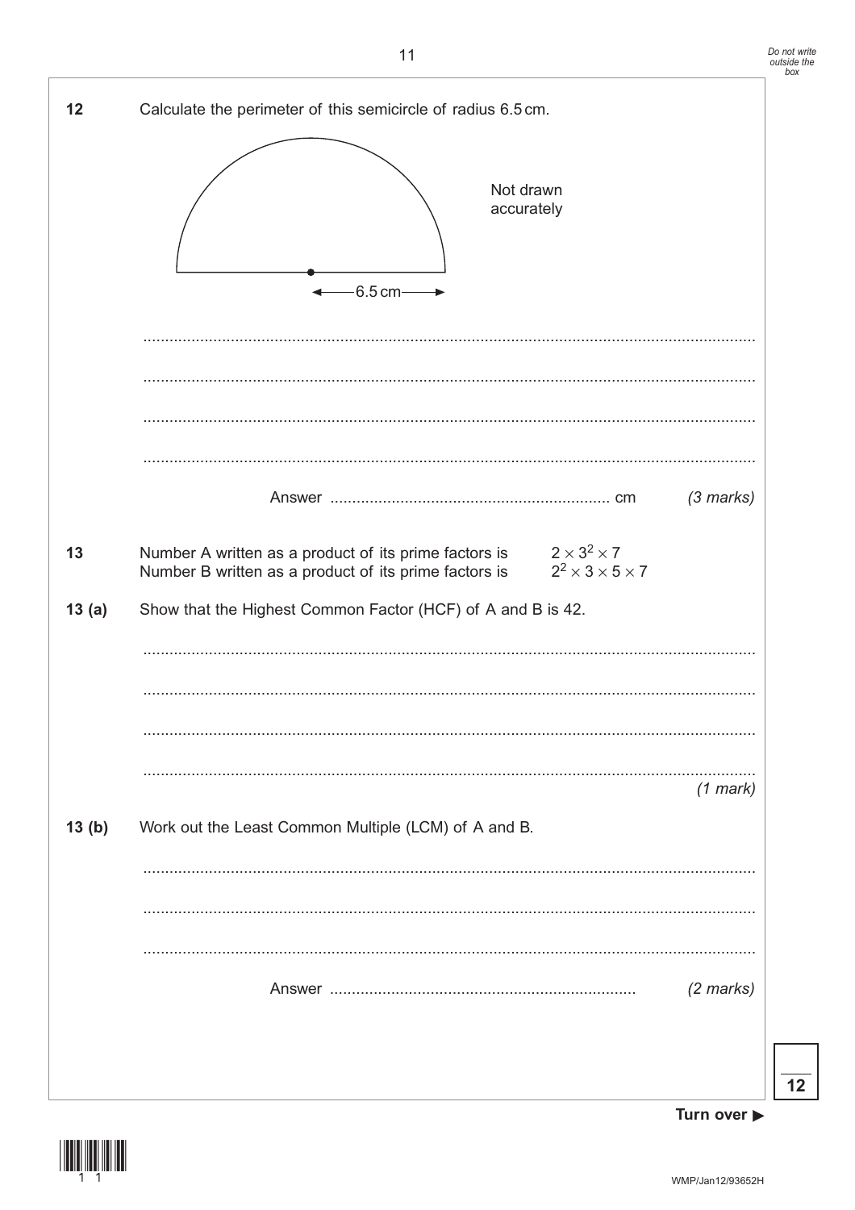**12** Calculate the perimeter of this semicircle of radius 6.5 cm.

Not drawn accurately

6.5 cm

..........................................................................................................................................

..........................................................................................................................................

..........................................................................................................................................

..........................................................................................................................................

Answer ................................................................ cm *(3 marks)*

**13** Number A written as a product of its prime factors is $2 \times 3^2 \times 7$
Number B written as a product of its prime factors is $2^2 \times 3 \times 5 \times 7$

**13 (a)** Show that the Highest Common Factor (HCF) of A and B is 42.

..........................................................................................................................................

..........................................................................................................................................

..........................................................................................................................................

..........................................................................................................................................

*(1 mark)*

**13 (b)** Work out the Least Common Multiple (LCM) of A and B.

..........................................................................................................................................

..........................................................................................................................................

..........................................................................................................................................

Answer ...................................................................... *(2 marks)*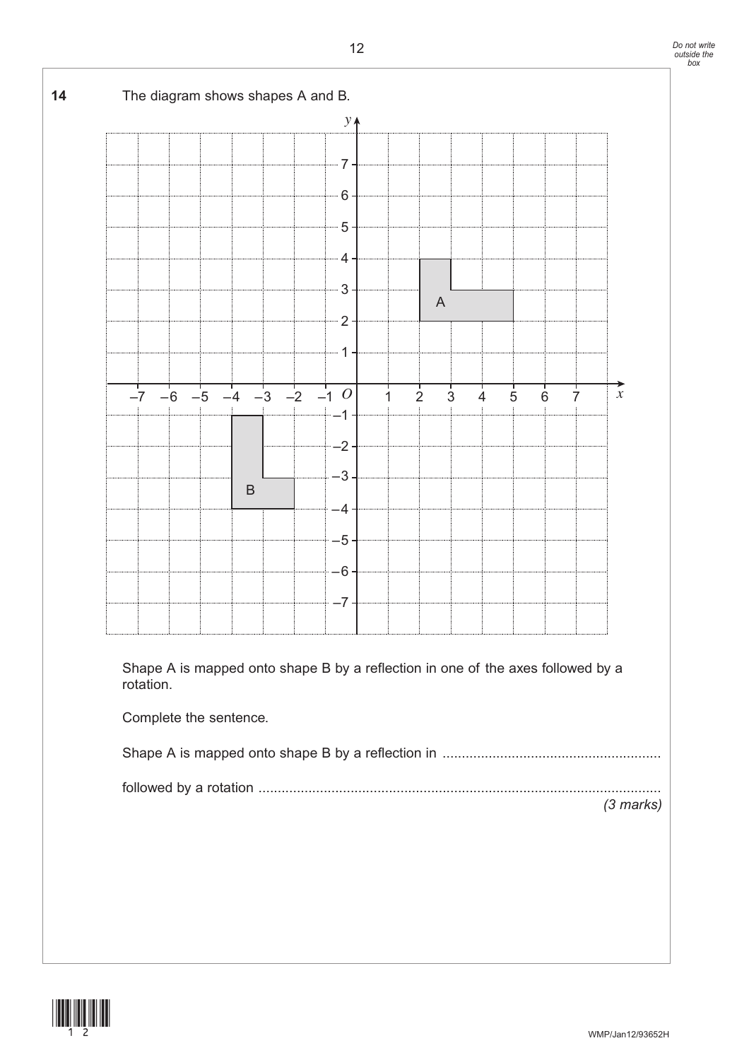**14** The diagram shows shapes A and B.

Shape A is mapped onto shape B by a reflection in one of the axes followed by a rotation.

Complete the sentence.

Shape A is mapped onto shape B by a reflection in ........................................................

followed by a rotation ........................................................................................................

*(3 marks)*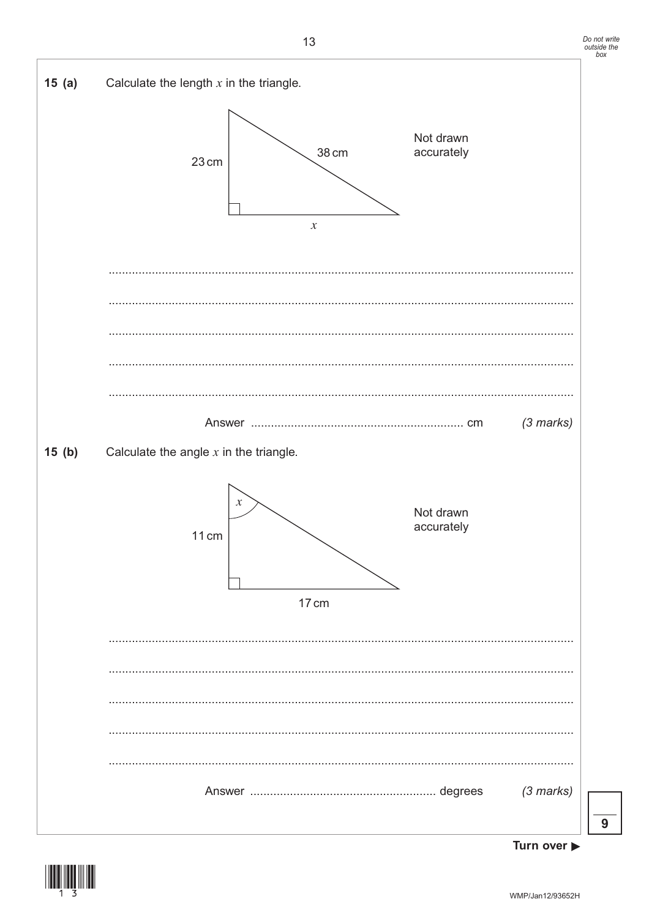**15 (a)** Calculate the length $x$ in the triangle.

23 cm

38 cm

$x$

Not drawn accurately

Answer .............................................................. cm *(3 marks)*

**15 (b)** Calculate the angle $x$ in the triangle.

$x$

11 cm

17 cm

Not drawn accurately

Answer ....................................................... degrees *(3 marks)*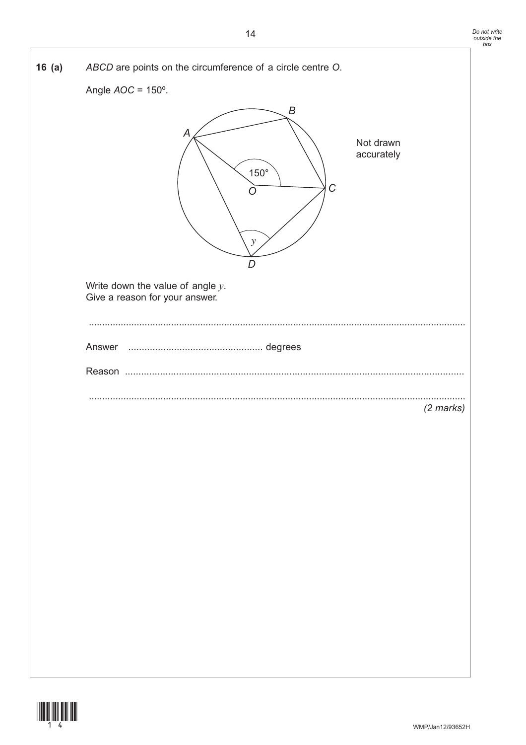**16 (a)** *ABCD* are points on the circumference of a circle centre *O*.

Angle *AOC* = 150º.

Not drawn accurately

Write down the value of angle $y$.
Give a reason for your answer.

.......................................................................................................................................

Answer ................................................. degrees

Reason ......................................................................................................................

.......................................................................................................................................

*(2 marks)*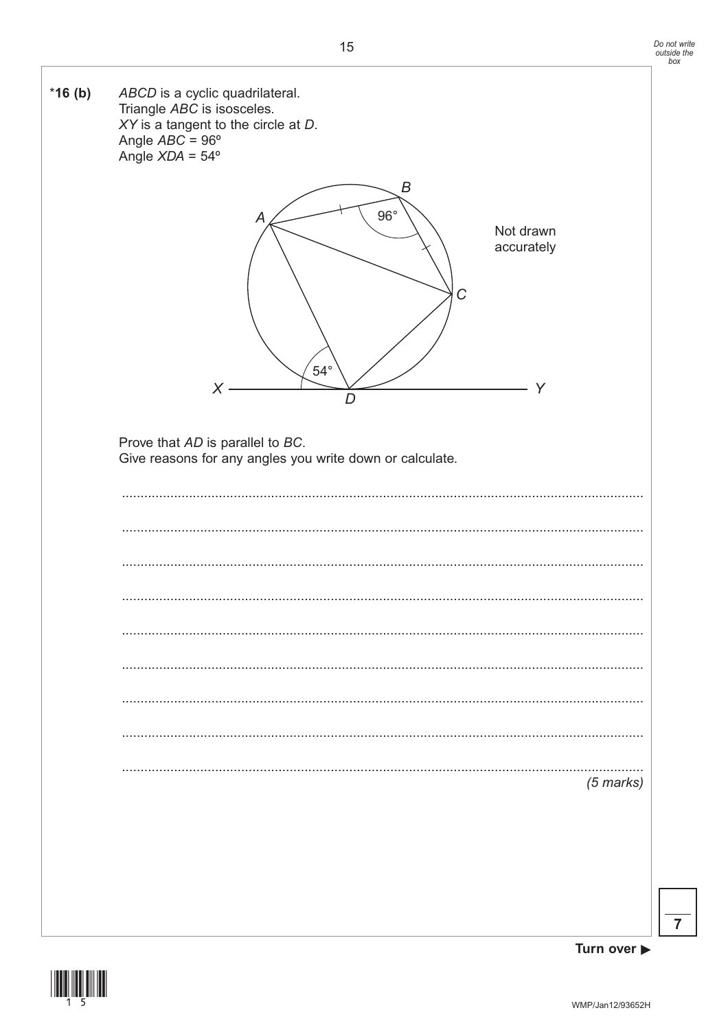**\*16 (b)** *ABCD* is a cyclic quadrilateral.
Triangle *ABC* is isosceles.
*XY* is a tangent to the circle at *D*.
Angle *ABC* = 96°
Angle *XDA* = 54°

Not drawn accurately

Prove that *AD* is parallel to *BC*.
Give reasons for any angles you write down or calculate.

...................................................................................................................................

...................................................................................................................................

...................................................................................................................................

...................................................................................................................................

...................................................................................................................................

...................................................................................................................................

...................................................................................................................................

...................................................................................................................................

...................................................................................................................................

*(5 marks)*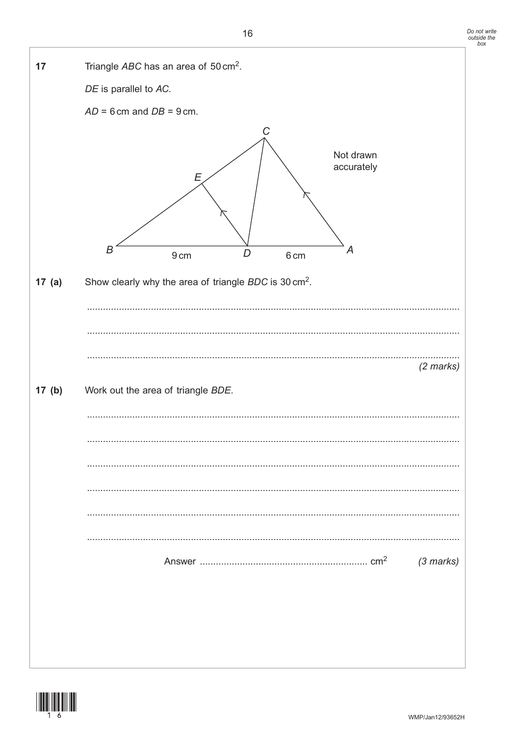**17** Triangle $ABC$ has an area of $50\text{ cm}^2$.

$DE$ is parallel to $AC$.

$AD = 6\text{ cm}$ and $DB = 9\text{ cm}$.

Not drawn accurately

**17 (a)** Show clearly why the area of triangle $BDC$ is $30\text{ cm}^2$.

..........................................................................................................................................

..........................................................................................................................................

..........................................................................................................................................

*(2 marks)*

**17 (b)** Work out the area of triangle $BDE$.

..........................................................................................................................................

..........................................................................................................................................

..........................................................................................................................................

..........................................................................................................................................

..........................................................................................................................................

..........................................................................................................................................

Answer .............................................................. $\text{cm}^2$ *(3 marks)*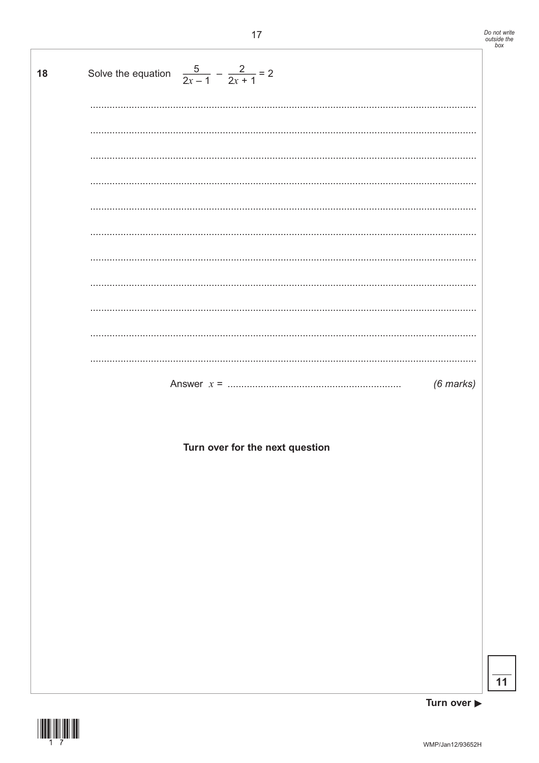**18** Solve the equation $\dfrac{5}{2x-1} - \dfrac{2}{2x+1} = 2$

..........................................................................................................................................

..........................................................................................................................................

..........................................................................................................................................

..........................................................................................................................................

..........................................................................................................................................

..........................................................................................................................................

..........................................................................................................................................

..........................................................................................................................................

..........................................................................................................................................

..........................................................................................................................................

..........................................................................................................................................

Answer $x$ = .............................................................. *(6 marks)*

**Turn over for the next question**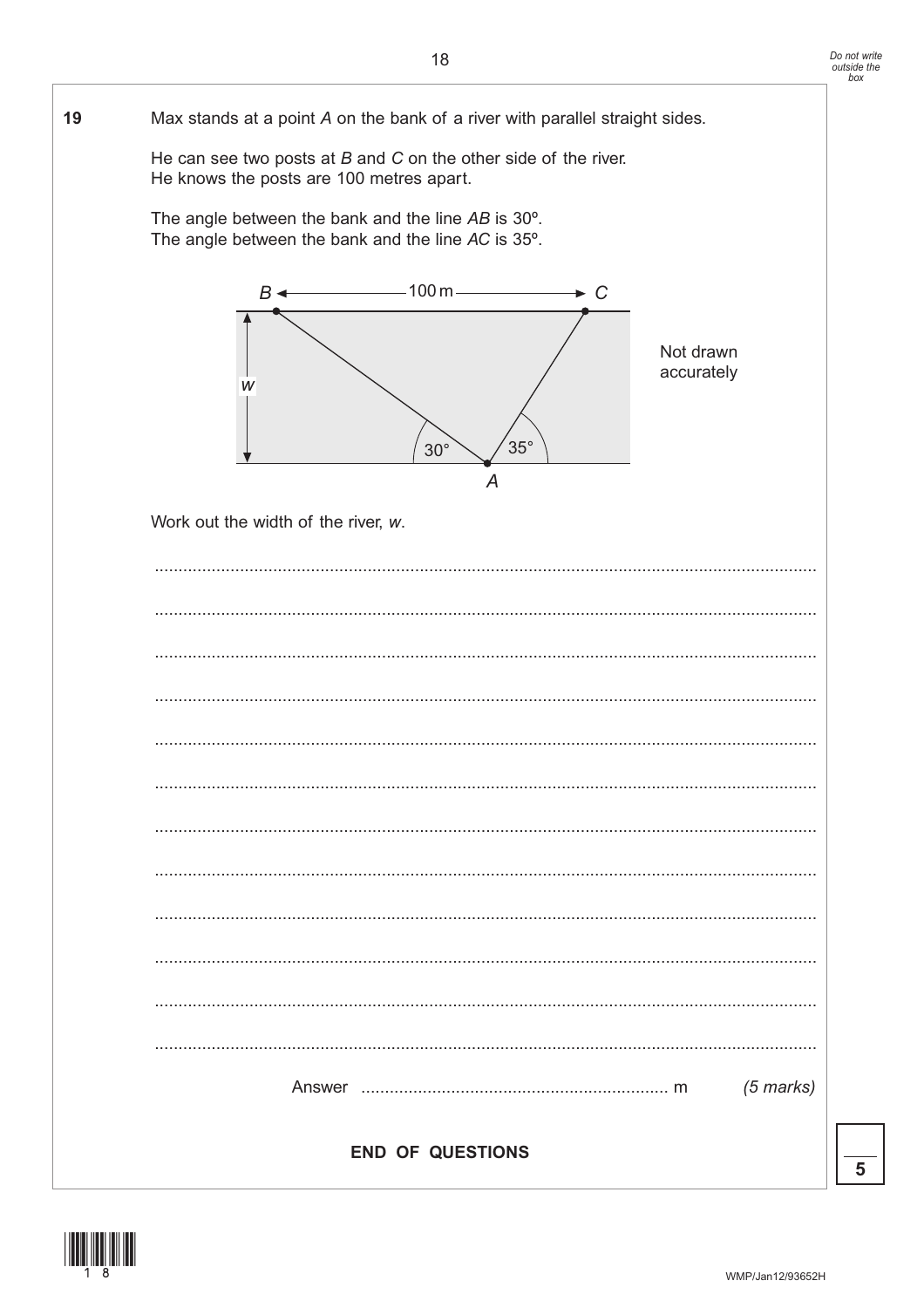**19** Max stands at a point $A$ on the bank of a river with parallel straight sides.

He can see two posts at $B$ and $C$ on the other side of the river.
He knows the posts are 100 metres apart.

The angle between the bank and the line $AB$ is 30º.
The angle between the bank and the line $AC$ is 35º.

Work out the width of the river, $w$.

Answer .................................................... m *(5 marks)*

**END OF QUESTIONS**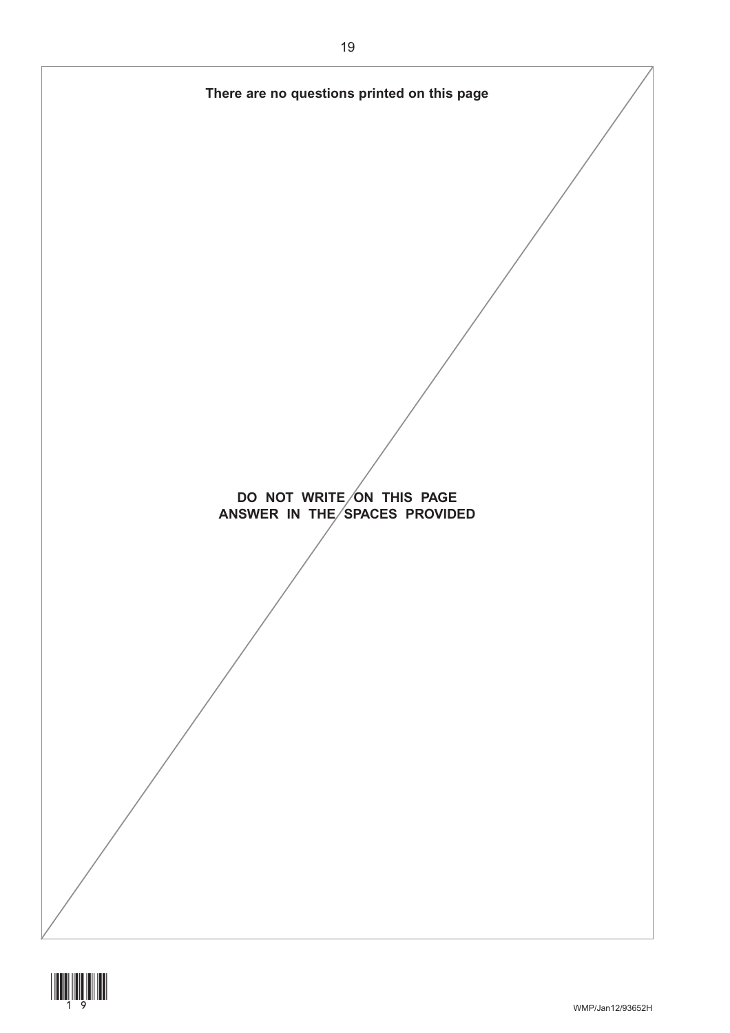**There are no questions printed on this page**

**DO NOT WRITE ON THIS PAGE**
**ANSWER IN THE SPACES PROVIDED**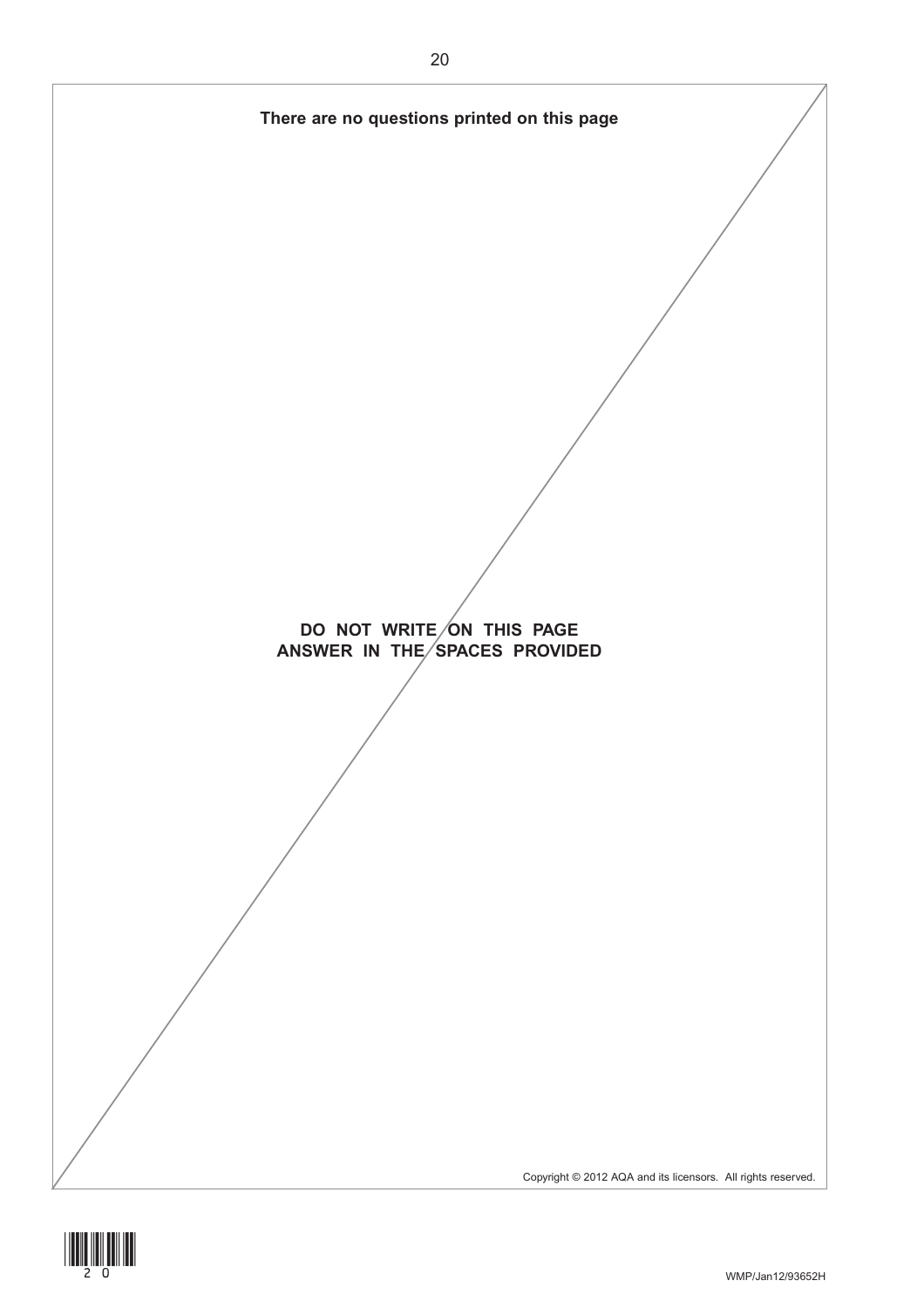**There are no questions printed on this page**

**DO NOT WRITE ON THIS PAGE**
**ANSWER IN THE SPACES PROVIDED**

Copyright © 2012 AQA and its licensors. All rights reserved.